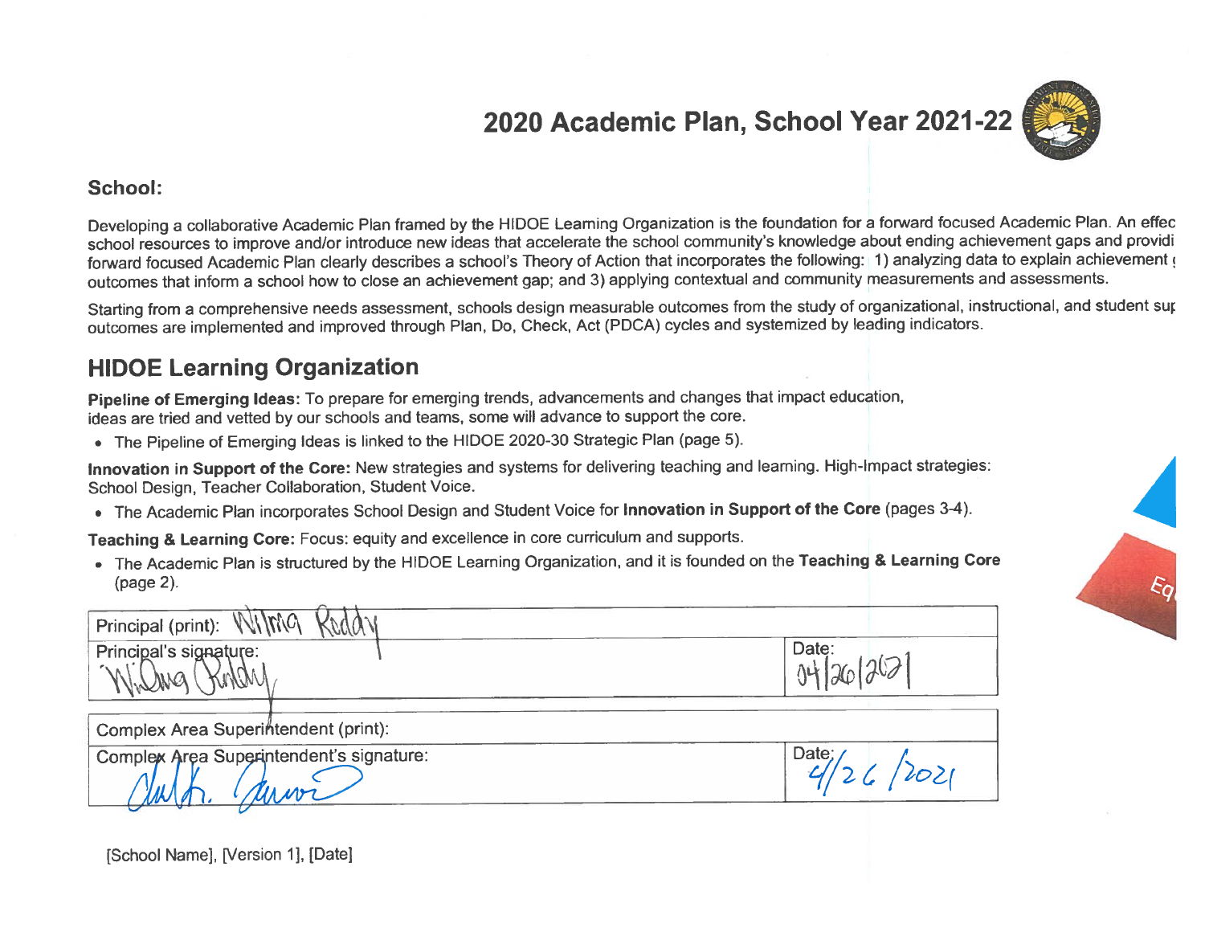# 2020 Academic Plan, School Year 2021-22

## School:

Developing a collaborative Academic Plan framed by the HIDOE Learning Organization is the foundation for a forward focused Academic Plan. An effec school resources to improve and/or introduce new ideas that accelerate the school community's knowledge about ending achievement gaps and providi forward focused Academic Plan clearly describes a school's Theory of Action that incorporates the following: 1) analyzing data to explain achievement outcomes that inform a school how to close an achievement gap; and 3) applying contextual and community measurements and assessments.

Starting from a comprehensive needs assessment, schools design measurable outcomes from the study of organizational, instructional, and student sup outcomes are implemented and improved through Plan, Do, Check, Act (PDCA) cycles and systemized by leading indicators.

## HIDOE Learning Organization

**Pipeline of Emerging Ideas:** To prepare for emerging trends, advancements and changes that impact education, ideas are tried and vetted by our schools and teams, some will advance to support the core.

- The Pipeline of Emerging Ideas is linked to the HIDOE 2020-30 Strategic Plan (page 5).

**Innovation in Support of the Core:** New strategies and systems for delivering teaching and learning. High-Impact strategies: School Design, Teacher Collaboration, Student Voice.

- The Academic Plan incorporates School Design and Student Voice for **Innovation in Support of the Core** (pages 3-4).

**Teaching & Learning Core:** Focus: equity and excellence in core curriculum and supports.

- The Academic Plan is structured by the HIDOE Learning Organization, and it is founded on the **Teaching & Learning Core** (page 2).

| | |
|---|---|
| Principal (print): Wilma Roddy | |
| Principal's signature: Wilma Roddy | Date: 04/26/2021 |

| | |
|---|---|
| Complex Area Superintendent (print): | |
| Complex Area Superintendent's signature: | Date: 4/26/2021 |

[School Name], [Version 1], [Date]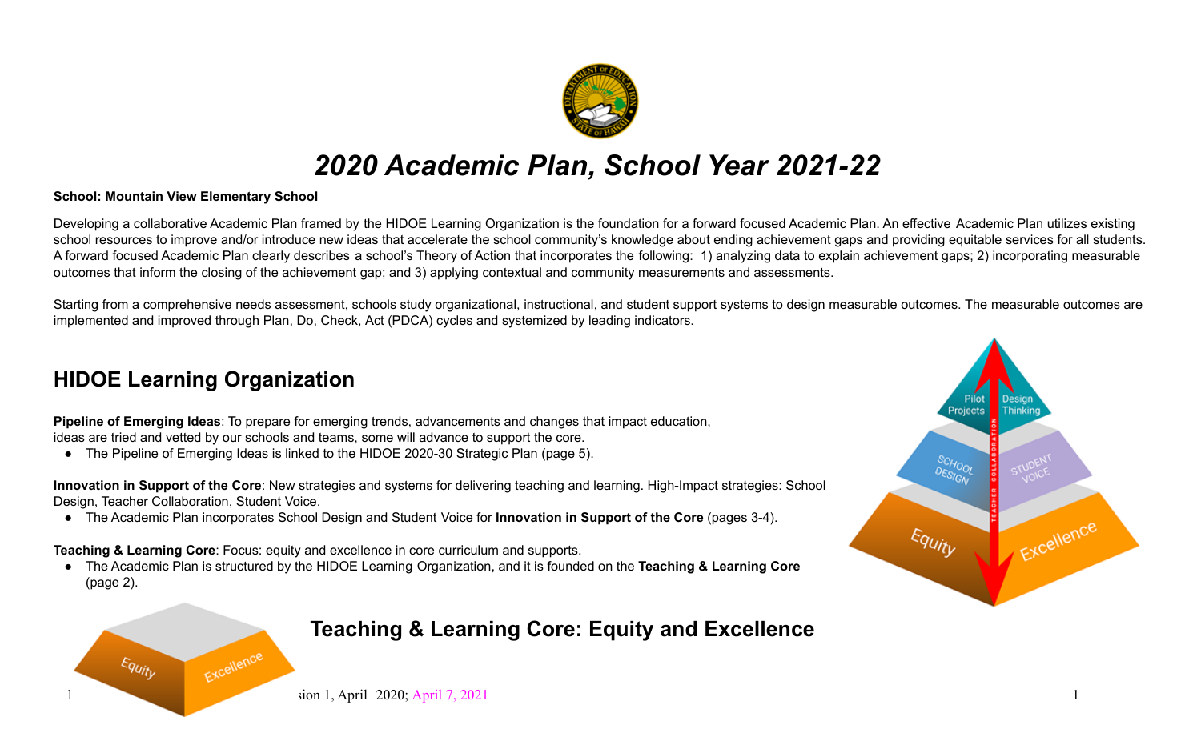# *2020 Academic Plan, School Year 2021-22*

**School: Mountain View Elementary School**

Developing a collaborative Academic Plan framed by the HIDOE Learning Organization is the foundation for a forward focused Academic Plan. An effective Academic Plan utilizes existing school resources to improve and/or introduce new ideas that accelerate the school community's knowledge about ending achievement gaps and providing equitable services for all students. A forward focused Academic Plan clearly describes a school's Theory of Action that incorporates the following: 1) analyzing data to explain achievement gaps; 2) incorporating measurable outcomes that inform the closing of the achievement gap; and 3) applying contextual and community measurements and assessments.

Starting from a comprehensive needs assessment, schools study organizational, instructional, and student support systems to design measurable outcomes. The measurable outcomes are implemented and improved through Plan, Do, Check, Act (PDCA) cycles and systemized by leading indicators.

## HIDOE Learning Organization

**Pipeline of Emerging Ideas**: To prepare for emerging trends, advancements and changes that impact education, ideas are tried and vetted by our schools and teams, some will advance to support the core.

- The Pipeline of Emerging Ideas is linked to the HIDOE 2020-30 Strategic Plan (page 5).

**Innovation in Support of the Core**: New strategies and systems for delivering teaching and learning. High-Impact strategies: School Design, Teacher Collaboration, Student Voice.

- The Academic Plan incorporates School Design and Student Voice for **Innovation in Support of the Core** (pages 3-4).

**Teaching & Learning Core**: Focus: equity and excellence in core curriculum and supports.

- The Academic Plan is structured by the HIDOE Learning Organization, and it is founded on the **Teaching & Learning Core** (page 2).

Pilot Projects
Design Thinking
SCHOOL DESIGN
STUDENT VOICE
TEACHER COLLABORATION
Equity
Excellence

## Teaching & Learning Core: Equity and Excellence

Equity
Excellence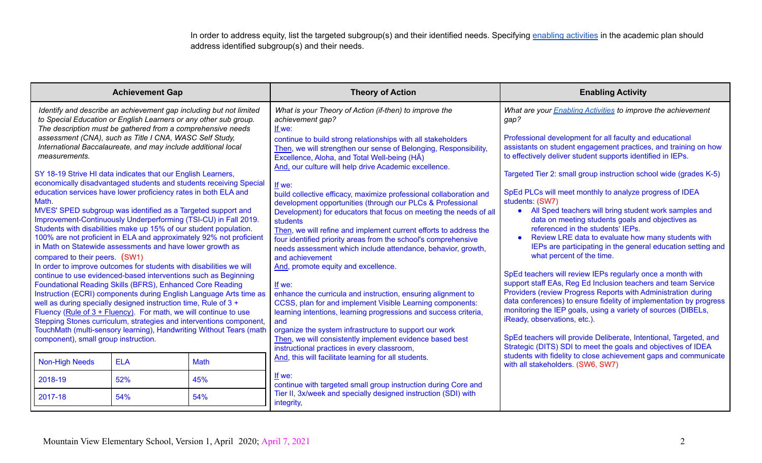In order to address equity, list the targeted subgroup(s) and their identified needs. Specifying enabling activities in the academic plan should address identified subgroup(s) and their needs.

| Achievement Gap | Theory of Action | Enabling Activity |
|---|---|---|
| *Identify and describe an achievement gap including but not limited to Special Education or English Learners or any other sub group. The description must be gathered from a comprehensive needs assessment (CNA), such as Title I CNA, WASC Self Study, International Baccalaureate, and may include additional local measurements.*<br><br>SY 18-19 Strive HI data indicates that our English Learners, economically disadvantaged students and students receiving Special education services have lower proficiency rates in both ELA and Math.<br>MVES' SPED subgroup was identified as a Targeted support and Improvement-Continuously Underperforming (TSI-CU) in Fall 2019. Students with disabilities make up 15% of our student population. 100% are not proficient in ELA and approximately 92% not proficient in Math on Statewide assessments and have lower growth as compared to their peers. (SW1)<br>In order to improve outcomes for students with disabilities we will continue to use evidenced-based interventions such as Beginning Foundational Reading Skills (BFRS), Enhanced Core Reading Instruction (ECRI) components during English Language Arts time as well as during specially designed instruction time, Rule of 3 + Fluency (Rule of 3 + Fluency). For math, we will continue to use Stepping Stones curriculum, strategies and interventions component, TouchMath (multi-sensory learning), Handwriting Without Tears (math component), small group instruction.<br><br>Non-High Needs \| ELA \| Math<br>2018-19 \| 52% \| 45%<br>2017-18 \| 54% \| 54% | *What is your Theory of Action (if-then) to improve the achievement gap?*<br>If we:<br>continue to build strong relationships with all stakeholders<br>Then, we will strengthen our sense of Belonging, Responsibility, Excellence, Aloha, and Total Well-being (HĀ)<br>And, our culture will help drive Academic excellence.<br><br>If we:<br>build collective efficacy, maximize professional collaboration and development opportunities (through our PLCs & Professional Development) for educators that focus on meeting the needs of all students<br>Then, we will refine and implement current efforts to address the four identified priority areas from the school's comprehensive needs assessment which include attendance, behavior, growth, and achievement<br>And, promote equity and excellence.<br><br>If we:<br>enhance the curricula and instruction, ensuring alignment to CCSS, plan for and implement Visible Learning components: learning intentions, learning progressions and success criteria, and<br>organize the system infrastructure to support our work<br>Then, we will consistently implement evidence based best instructional practices in every classroom,<br>And, this will facilitate learning for all students.<br><br>If we:<br>continue with targeted small group instruction during Core and Tier II, 3x/week and specially designed instruction (SDI) with integrity, | *What are your Enabling Activities to improve the achievement gap?*<br><br>Professional development for all faculty and educational assistants on student engagement practices, and training on how to effectively deliver student supports identified in IEPs.<br><br>Targeted Tier 2: small group instruction school wide (grades K-5)<br><br>SpEd PLCs will meet monthly to analyze progress of IDEA students: (SW7)<br>• All Sped teachers will bring student work samples and data on meeting students goals and objectives as referenced in the students' IEPs.<br>• Review LRE data to evaluate how many students with IEPs are participating in the general education setting and what percent of the time.<br><br>SpEd teachers will review IEPs regularly once a month with support staff EAs, Reg Ed Inclusion teachers and team Service Providers (review Progress Reports with Administration during data conferences) to ensure fidelity of implementation by progress monitoring the IEP goals, using a variety of sources (DIBELs, iReady, observations, etc.).<br><br>SpEd teachers will provide Deliberate, Intentional, Targeted, and Strategic (DITS) SDI to meet the goals and objectives of IDEA students with fidelity to close achievement gaps and communicate with all stakeholders. (SW6, SW7) |

Mountain View Elementary School, Version 1, April 2020; April 7, 2021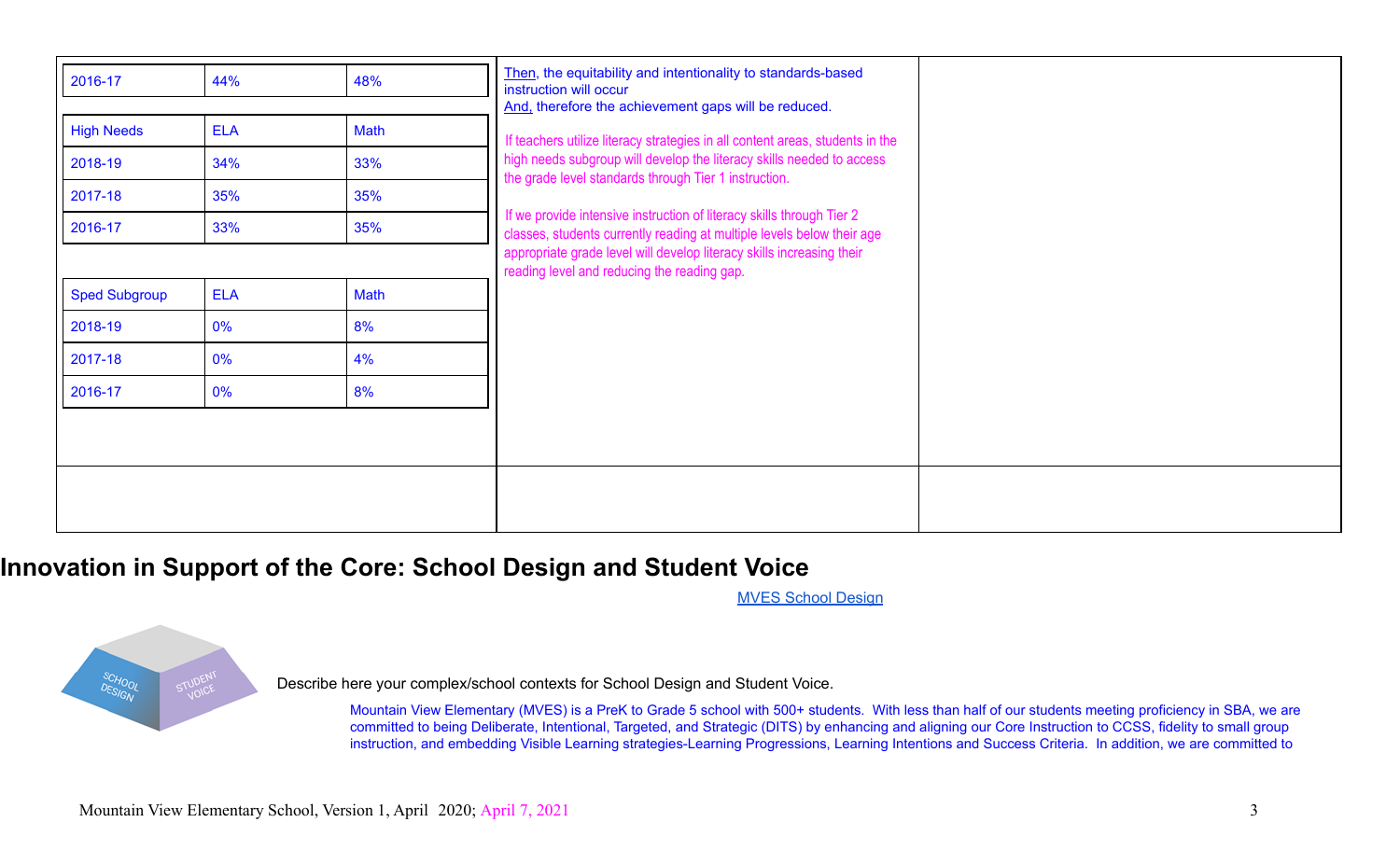| | | |
|---|---|---|
| 2016-17 | 44% | 48% |

| High Needs | ELA | Math |
|---|---|---|
| 2018-19 | 34% | 33% |
| 2017-18 | 35% | 35% |
| 2016-17 | 33% | 35% |

| Sped Subgroup | ELA | Math |
|---|---|---|
| 2018-19 | 0% | 8% |
| 2017-18 | 0% | 4% |
| 2016-17 | 0% | 8% |

Then, the equitability and intentionality to standards-based instruction will occur
And, therefore the achievement gaps will be reduced.

If teachers utilize literacy strategies in all content areas, students in the high needs subgroup will develop the literacy skills needed to access the grade level standards through Tier 1 instruction.

If we provide intensive instruction of literacy skills through Tier 2 classes, students currently reading at multiple levels below their age appropriate grade level will develop literacy skills increasing their reading level and reducing the reading gap.

# Innovation in Support of the Core: School Design and Student Voice

MVES School Design

SCHOOL DESIGN STUDENT VOICE

Describe here your complex/school contexts for School Design and Student Voice.

Mountain View Elementary (MVES) is a PreK to Grade 5 school with 500+ students. With less than half of our students meeting proficiency in SBA, we are committed to being Deliberate, Intentional, Targeted, and Strategic (DITS) by enhancing and aligning our Core Instruction to CCSS, fidelity to small group instruction, and embedding Visible Learning strategies-Learning Progressions, Learning Intentions and Success Criteria. In addition, we are committed to

Mountain View Elementary School, Version 1, April 2020; April 7, 2021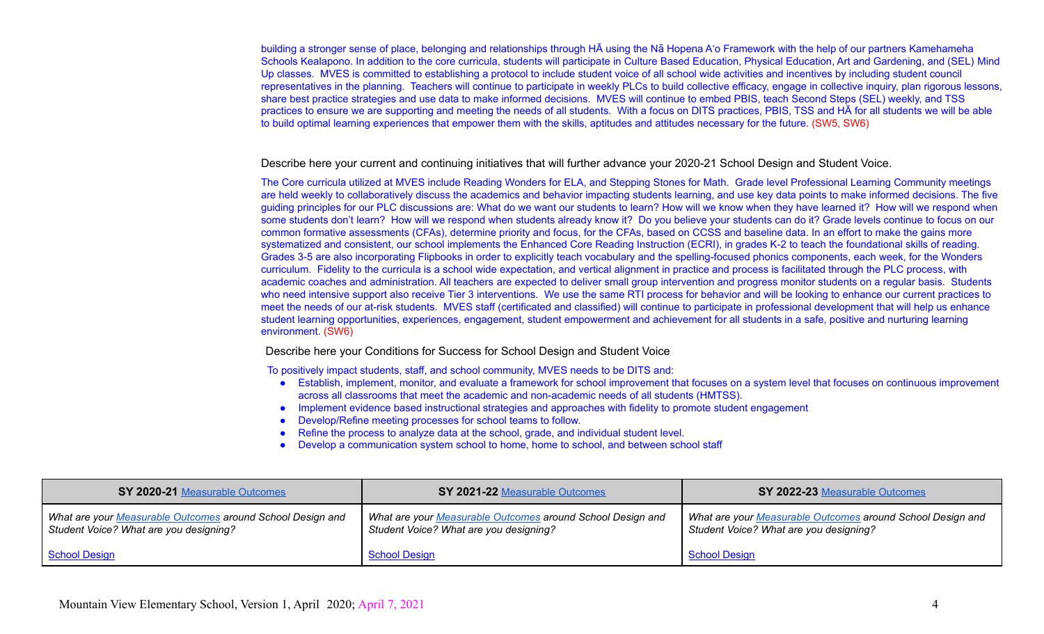building a stronger sense of place, belonging and relationships through HĀ using the Nā Hopena Aʻo Framework with the help of our partners Kamehameha Schools Kealapono. In addition to the core curricula, students will participate in Culture Based Education, Physical Education, Art and Gardening, and (SEL) Mind Up classes. MVES is committed to establishing a protocol to include student voice of all school wide activities and incentives by including student council representatives in the planning. Teachers will continue to participate in weekly PLCs to build collective efficacy, engage in collective inquiry, plan rigorous lessons, share best practice strategies and use data to make informed decisions. MVES will continue to embed PBIS, teach Second Steps (SEL) weekly, and TSS practices to ensure we are supporting and meeting the needs of all students. With a focus on DITS practices, PBIS, TSS and HĀ for all students we will be able to build optimal learning experiences that empower them with the skills, aptitudes and attitudes necessary for the future. (SW5, SW6)

Describe here your current and continuing initiatives that will further advance your 2020-21 School Design and Student Voice.

The Core curricula utilized at MVES include Reading Wonders for ELA, and Stepping Stones for Math. Grade level Professional Learning Community meetings are held weekly to collaboratively discuss the academics and behavior impacting students learning, and use key data points to make informed decisions. The five guiding principles for our PLC discussions are: What do we want our students to learn? How will we know when they have learned it? How will we respond when some students don't learn? How will we respond when students already know it? Do you believe your students can do it? Grade levels continue to focus on our common formative assessments (CFAs), determine priority and focus, for the CFAs, based on CCSS and baseline data. In an effort to make the gains more systematized and consistent, our school implements the Enhanced Core Reading Instruction (ECRI), in grades K-2 to teach the foundational skills of reading. Grades 3-5 are also incorporating Flipbooks in order to explicitly teach vocabulary and the spelling-focused phonics components, each week, for the Wonders curriculum. Fidelity to the curricula is a school wide expectation, and vertical alignment in practice and process is facilitated through the PLC process, with academic coaches and administration. All teachers are expected to deliver small group intervention and progress monitor students on a regular basis. Students who need intensive support also receive Tier 3 interventions. We use the same RTI process for behavior and will be looking to enhance our current practices to meet the needs of our at-risk students. MVES staff (certificated and classified) will continue to participate in professional development that will help us enhance student learning opportunities, experiences, engagement, student empowerment and achievement for all students in a safe, positive and nurturing learning environment. (SW6)

Describe here your Conditions for Success for School Design and Student Voice

To positively impact students, staff, and school community, MVES needs to be DITS and:

- Establish, implement, monitor, and evaluate a framework for school improvement that focuses on a system level that focuses on continuous improvement across all classrooms that meet the academic and non-academic needs of all students (HMTSS).
- Implement evidence based instructional strategies and approaches with fidelity to promote student engagement
- Develop/Refine meeting processes for school teams to follow.
- Refine the process to analyze data at the school, grade, and individual student level.
- Develop a communication system school to home, home to school, and between school staff

| **SY 2020-21** Measurable Outcomes | **SY 2021-22** Measurable Outcomes | **SY 2022-23** Measurable Outcomes |
|---|---|---|
| *What are your Measurable Outcomes around School Design and Student Voice? What are you designing?*<br><br>School Design | *What are your Measurable Outcomes around School Design and Student Voice? What are you designing?*<br><br>School Design | *What are your Measurable Outcomes around School Design and Student Voice? What are you designing?*<br><br>School Design |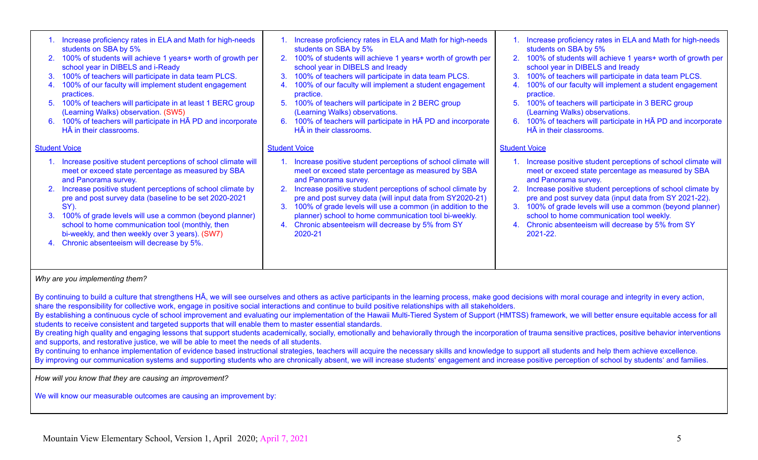| | | |
|---|---|---|
| 1. Increase proficiency rates in ELA and Math for high-needs students on SBA by 5%<br>2. 100% of students will achieve 1 years+ worth of growth per school year in DIBELS and i-Ready<br>3. 100% of teachers will participate in data team PLCS.<br>4. 100% of our faculty will implement student engagement practices.<br>5. 100% of teachers will participate in at least 1 BERC group (Learning Walks) observation. (SW5)<br>6. 100% of teachers will participate in HĀ PD and incorporate HĀ in their classrooms.<br><br>Student Voice<br><br>1. Increase positive student perceptions of school climate will meet or exceed state percentage as measured by SBA and Panorama survey.<br>2. Increase positive student perceptions of school climate by pre and post survey data (baseline to be set 2020-2021 SY).<br>3. 100% of grade levels will use a common (beyond planner) school to home communication tool (monthly, then bi-weekly, and then weekly over 3 years). (SW7)<br>4. Chronic absenteeism will decrease by 5%. | 1. Increase proficiency rates in ELA and Math for high-needs students on SBA by 5%<br>2. 100% of students will achieve 1 years+ worth of growth per school year in DIBELS and Iready<br>3. 100% of teachers will participate in data team PLCS.<br>4. 100% of our faculty will implement a student engagement practice.<br>5. 100% of teachers will participate in 2 BERC group (Learning Walks) observations.<br>6. 100% of teachers will participate in HĀ PD and incorporate HĀ in their classrooms.<br><br>Student Voice<br><br>1. Increase positive student perceptions of school climate will meet or exceed state percentage as measured by SBA and Panorama survey.<br>2. Increase positive student perceptions of school climate by pre and post survey data (will input data from SY2020-21)<br>3. 100% of grade levels will use a common (in addition to the planner) school to home communication tool bi-weekly.<br>4. Chronic absenteeism will decrease by 5% from SY 2020-21 | 1. Increase proficiency rates in ELA and Math for high-needs students on SBA by 5%<br>2. 100% of students will achieve 1 years+ worth of growth per school year in DIBELS and Iready<br>3. 100% of teachers will participate in data team PLCS.<br>4. 100% of our faculty will implement a student engagement practice.<br>5. 100% of teachers will participate in 3 BERC group (Learning Walks) observations.<br>6. 100% of teachers will participate in HĀ PD and incorporate HĀ in their classrooms.<br><br>Student Voice<br><br>1. Increase positive student perceptions of school climate will meet or exceed state percentage as measured by SBA and Panorama survey.<br>2. Increase positive student perceptions of school climate by pre and post survey data (input data from SY 2021-22).<br>3. 100% of grade levels will use a common (beyond planner) school to home communication tool weekly.<br>4. Chronic absenteeism will decrease by 5% from SY 2021-22. |

*Why are you implementing them?*

By continuing to build a culture that strengthens HĀ, we will see ourselves and others as active participants in the learning process, make good decisions with moral courage and integrity in every action, share the responsibility for collective work, engage in positive social interactions and continue to build positive relationships with all stakeholders.
By establishing a continuous cycle of school improvement and evaluating our implementation of the Hawaii Multi-Tiered System of Support (HMTSS) framework, we will better ensure equitable access for all students to receive consistent and targeted supports that will enable them to master essential standards.
By creating high quality and engaging lessons that support students academically, socially, emotionally and behaviorally through the incorporation of trauma sensitive practices, positive behavior interventions and supports, and restorative justice, we will be able to meet the needs of all students.
By continuing to enhance implementation of evidence based instructional strategies, teachers will acquire the necessary skills and knowledge to support all students and help them achieve excellence.
By improving our communication systems and supporting students who are chronically absent, we will increase students' engagement and increase positive perception of school by students' and families.

*How will you know that they are causing an improvement?*

We will know our measurable outcomes are causing an improvement by: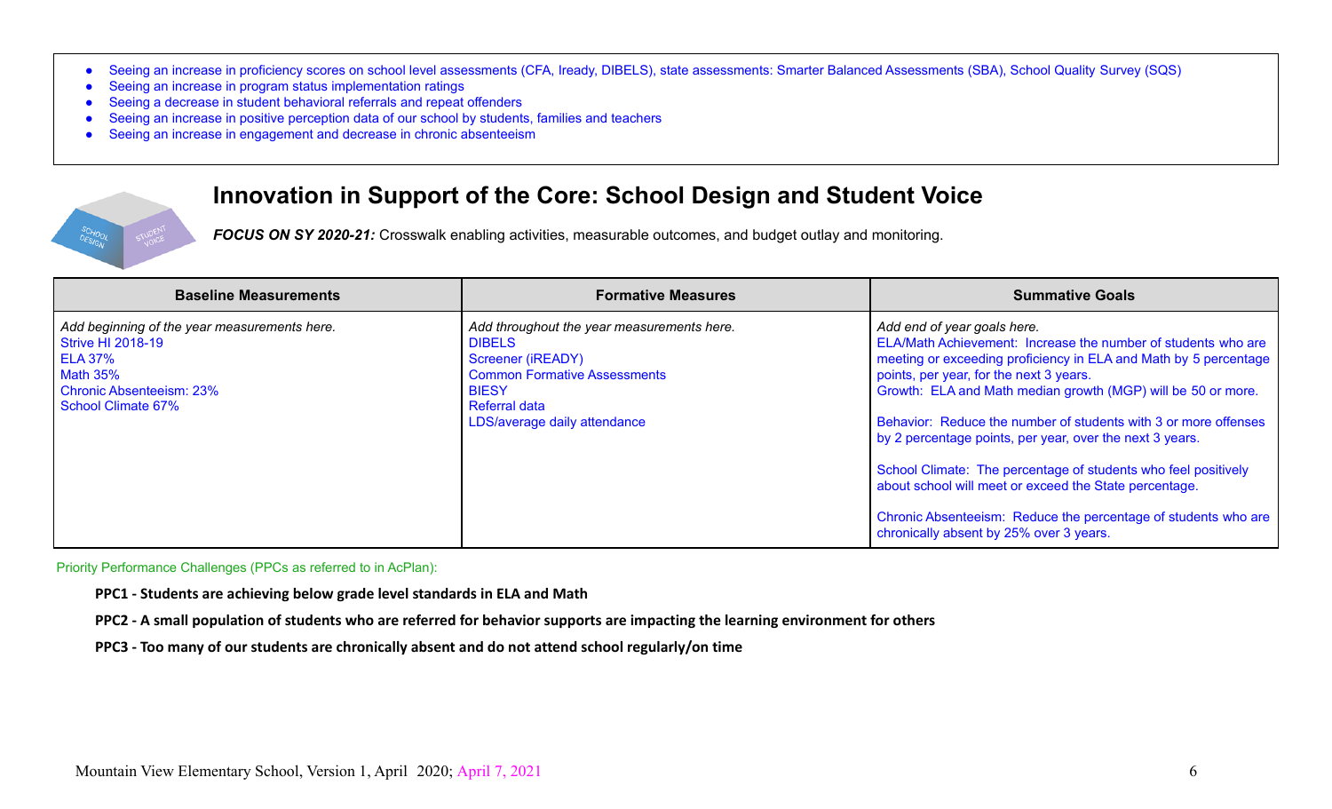- Seeing an increase in proficiency scores on school level assessments (CFA, Iready, DIBELS), state assessments: Smarter Balanced Assessments (SBA), School Quality Survey (SQS)
- Seeing an increase in program status implementation ratings
- Seeing a decrease in student behavioral referrals and repeat offenders
- Seeing an increase in positive perception data of our school by students, families and teachers
- Seeing an increase in engagement and decrease in chronic absenteeism

## Innovation in Support of the Core: School Design and Student Voice

***FOCUS ON SY 2020-21:*** Crosswalk enabling activities, measurable outcomes, and budget outlay and monitoring.

| Baseline Measurements | Formative Measures | Summative Goals |
|---|---|---|
| *Add beginning of the year measurements here.*<br>Strive HI 2018-19<br>ELA 37%<br>Math 35%<br>Chronic Absenteeism: 23%<br>School Climate 67% | *Add throughout the year measurements here.*<br>DIBELS<br>Screener (iREADY)<br>Common Formative Assessments<br>BIESY<br>Referral data<br>LDS/average daily attendance | *Add end of year goals here.*<br>ELA/Math Achievement: Increase the number of students who are meeting or exceeding proficiency in ELA and Math by 5 percentage points, per year, for the next 3 years.<br>Growth: ELA and Math median growth (MGP) will be 50 or more.<br><br>Behavior: Reduce the number of students with 3 or more offenses by 2 percentage points, per year, over the next 3 years.<br><br>School Climate: The percentage of students who feel positively about school will meet or exceed the State percentage.<br><br>Chronic Absenteeism: Reduce the percentage of students who are chronically absent by 25% over 3 years. |

Priority Performance Challenges (PPCs as referred to in AcPlan):

**PPC1 - Students are achieving below grade level standards in ELA and Math**

**PPC2 - A small population of students who are referred for behavior supports are impacting the learning environment for others**

**PPC3 - Too many of our students are chronically absent and do not attend school regularly/on time**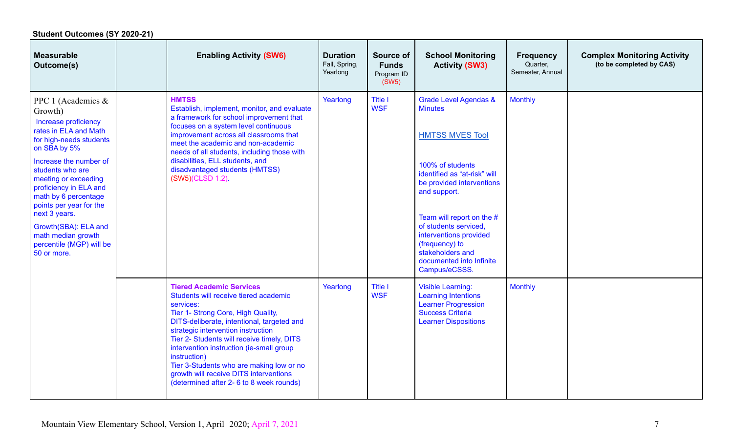**Student Outcomes (SY 2020-21)**

| Measurable Outcome(s) | | Enabling Activity (SW6) | Duration Fall, Spring, Yearlong | Source of Funds Program ID (SW5) | School Monitoring Activity (SW3) | Frequency Quarter, Semester, Annual | Complex Monitoring Activity (to be completed by CAS) |
|---|---|---|---|---|---|---|---|
| PPC 1 (Academics & Growth)<br>Increase proficiency rates in ELA and Math for high-needs students on SBA by 5%<br>Increase the number of students who are meeting or exceeding proficiency in ELA and math by 6 percentage points per year for the next 3 years.<br>Growth(SBA): ELA and math median growth percentile (MGP) will be 50 or more. | | **HMTSS**<br>Establish, implement, monitor, and evaluate a framework for school improvement that focuses on a system level continuous improvement across all classrooms that meet the academic and non-academic needs of all students, including those with disabilities, ELL students, and disadvantaged students (HMTSS) (SW5)(CLSD 1.2). | Yearlong | Title I<br>WSF | Grade Level Agendas & Minutes<br><br>HMTSS MVES Tool<br><br>100% of students identified as "at-risk" will be provided interventions and support.<br><br>Team will report on the # of students serviced, interventions provided (frequency) to stakeholders and documented into Infinite Campus/eCSSS. | Monthly | |
| | | **Tiered Academic Services**<br>Students will receive tiered academic services:<br>Tier 1- Strong Core, High Quality, DITS-deliberate, intentional, targeted and strategic intervention instruction<br>Tier 2- Students will receive timely, DITS intervention instruction (ie-small group instruction)<br>Tier 3-Students who are making low or no growth will receive DITS interventions (determined after 2- 6 to 8 week rounds) | Yearlong | Title I<br>WSF | Visible Learning:<br>Learning Intentions<br>Learner Progression<br>Success Criteria<br>Learner Dispositions | Monthly | |

Mountain View Elementary School, Version 1, April 2020; April 7, 2021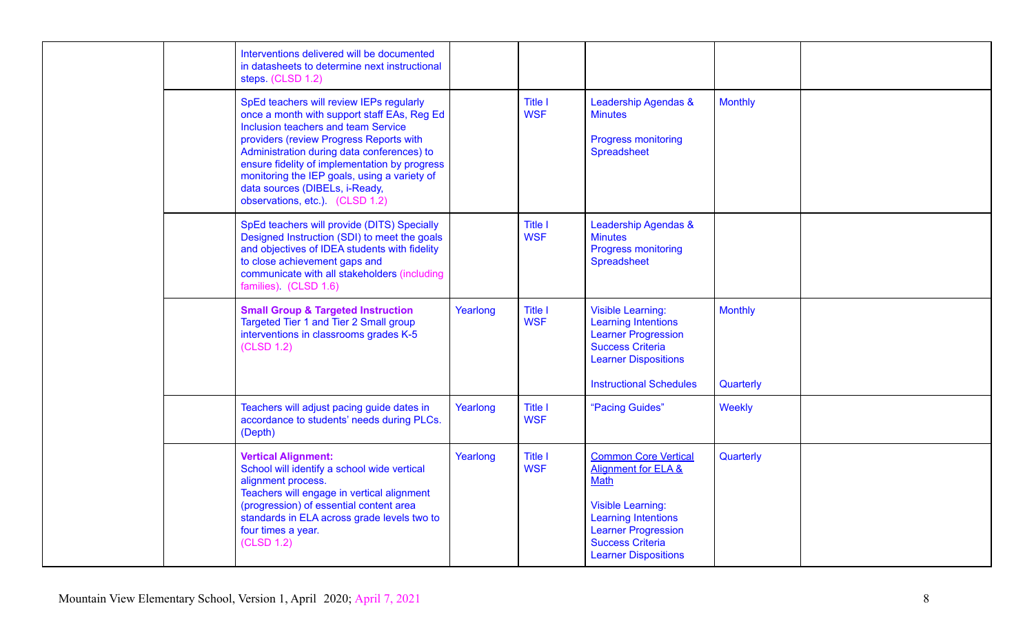| | | | | | | | |
|---|---|---|---|---|---|---|---|
| | | Interventions delivered will be documented in datasheets to determine next instructional steps. (CLSD 1.2) | | | | | |
| | | SpEd teachers will review IEPs regularly once a month with support staff EAs, Reg Ed Inclusion teachers and team Service providers (review Progress Reports with Administration during data conferences) to ensure fidelity of implementation by progress monitoring the IEP goals, using a variety of data sources (DIBELs, i-Ready, observations, etc.). (CLSD 1.2) | | Title I WSF | Leadership Agendas & Minutes<br><br>Progress monitoring Spreadsheet | Monthly | |
| | | SpEd teachers will provide (DITS) Specially Designed Instruction (SDI) to meet the goals and objectives of IDEA students with fidelity to close achievement gaps and communicate with all stakeholders (including families). (CLSD 1.6) | | Title I WSF | Leadership Agendas & Minutes<br>Progress monitoring Spreadsheet | | |
| | | **Small Group & Targeted Instruction**<br>Targeted Tier 1 and Tier 2 Small group interventions in classrooms grades K-5 (CLSD 1.2) | Yearlong | Title I WSF | Visible Learning:<br>Learning Intentions<br>Learner Progression<br>Success Criteria<br>Learner Dispositions<br><br>Instructional Schedules | Monthly<br><br><br><br><br><br>Quarterly | |
| | | Teachers will adjust pacing guide dates in accordance to students' needs during PLCs. (Depth) | Yearlong | Title I WSF | "Pacing Guides" | Weekly | |
| | | **Vertical Alignment:**<br>School will identify a school wide vertical alignment process.<br>Teachers will engage in vertical alignment (progression) of essential content area standards in ELA across grade levels two to four times a year.<br>(CLSD 1.2) | Yearlong | Title I WSF | Common Core Vertical Alignment for ELA & Math<br><br>Visible Learning:<br>Learning Intentions<br>Learner Progression<br>Success Criteria<br>Learner Dispositions | Quarterly | |

Mountain View Elementary School, Version 1, April 2020; April 7, 2021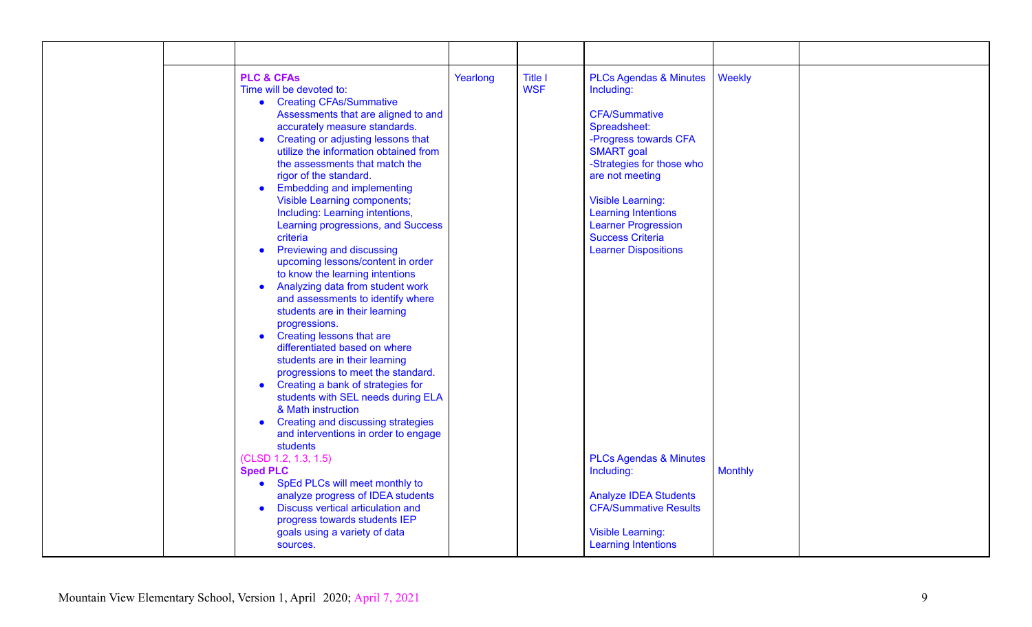| | | | | | | | |
|---|---|---|---|---|---|---|---|
| | | | | | | | |
| | | **PLC & CFAs**<br>Time will be devoted to:<br>• Creating CFAs/Summative Assessments that are aligned to and accurately measure standards.<br>• Creating or adjusting lessons that utilize the information obtained from the assessments that match the rigor of the standard.<br>• Embedding and implementing Visible Learning components; Including: Learning intentions, Learning progressions, and Success criteria<br>• Previewing and discussing upcoming lessons/content in order to know the learning intentions<br>• Analyzing data from student work and assessments to identify where students are in their learning progressions.<br>• Creating lessons that are differentiated based on where students are in their learning progressions to meet the standard.<br>• Creating a bank of strategies for students with SEL needs during ELA & Math instruction<br>• Creating and discussing strategies and interventions in order to engage students<br>(CLSD 1.2, 1.3, 1.5)<br>**Sped PLC**<br>• SpEd PLCs will meet monthly to analyze progress of IDEA students<br>• Discuss vertical articulation and progress towards students IEP goals using a variety of data sources. | Yearlong | Title I<br>WSF | PLCs Agendas & Minutes Including:<br><br>CFA/Summative Spreadsheet:<br>-Progress towards CFA SMART goal<br>-Strategies for those who are not meeting<br><br>Visible Learning:<br>Learning Intentions<br>Learner Progression<br>Success Criteria<br>Learner Dispositions<br><br>PLCs Agendas & Minutes Including:<br><br>Analyze IDEA Students CFA/Summative Results<br><br>Visible Learning:<br>Learning Intentions | Weekly<br><br>Monthly | |

Mountain View Elementary School, Version 1, April 2020; April 7, 2021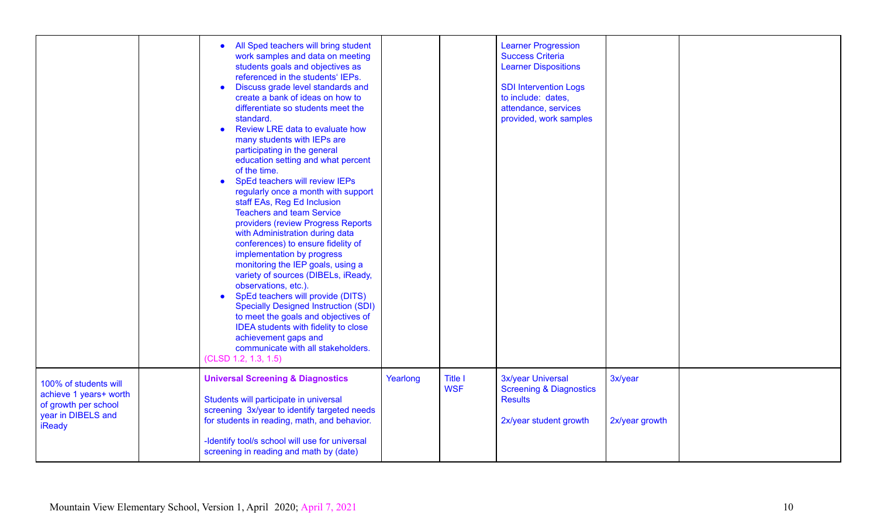| | | | | | | | |
|---|---|---|---|---|---|---|---|
| | | <ul><li>All Sped teachers will bring student work samples and data on meeting students goals and objectives as referenced in the students' IEPs.</li><li>Discuss grade level standards and create a bank of ideas on how to differentiate so students meet the standard.</li><li>Review LRE data to evaluate how many students with IEPs are participating in the general education setting and what percent of the time.</li><li>SpEd teachers will review IEPs regularly once a month with support staff EAs, Reg Ed Inclusion Teachers and team Service providers (review Progress Reports with Administration during data conferences) to ensure fidelity of implementation by progress monitoring the IEP goals, using a variety of sources (DIBELs, iReady, observations, etc.).</li><li>SpEd teachers will provide (DITS) Specially Designed Instruction (SDI) to meet the goals and objectives of IDEA students with fidelity to close achievement gaps and communicate with all stakeholders.</li></ul>(CLSD 1.2, 1.3, 1.5) | | | Learner Progression<br>Success Criteria<br>Learner Dispositions<br><br>SDI Intervention Logs to include: dates, attendance, services provided, work samples | | |
| 100% of students will achieve 1 years+ worth of growth per school year in DIBELS and iReady | | **Universal Screening & Diagnostics**<br><br>Students will participate in universal screening 3x/year to identify targeted needs for students in reading, math, and behavior.<br><br>-Identify tool/s school will use for universal screening in reading and math by (date) | Yearlong | Title I<br>WSF | 3x/year Universal Screening & Diagnostics Results<br><br>2x/year student growth | 3x/year<br><br>2x/year growth | |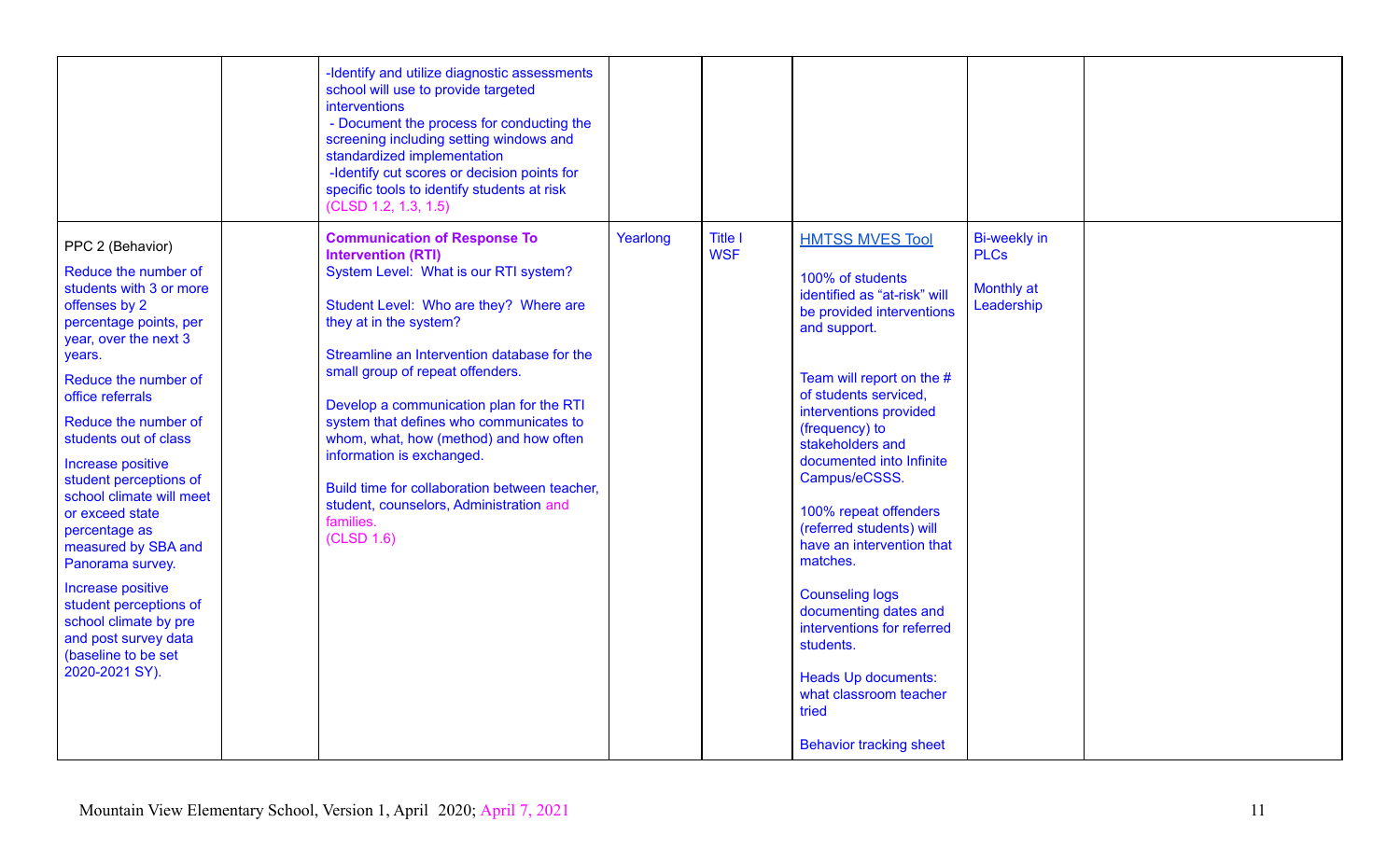| | | | | | | | |
|---|---|---|---|---|---|---|---|
| | | -Identify and utilize diagnostic assessments school will use to provide targeted interventions<br>- Document the process for conducting the screening including setting windows and standardized implementation<br>-Identify cut scores or decision points for specific tools to identify students at risk<br>(CLSD 1.2, 1.3, 1.5) | | | | | |
| PPC 2 (Behavior)<br><br>Reduce the number of students with 3 or more offenses by 2 percentage points, per year, over the next 3 years.<br><br>Reduce the number of office referrals<br><br>Reduce the number of students out of class<br><br>Increase positive student perceptions of school climate will meet or exceed state percentage as measured by SBA and Panorama survey.<br><br>Increase positive student perceptions of school climate by pre and post survey data (baseline to be set 2020-2021 SY). | | **Communication of Response To Intervention (RTI)**<br>System Level: What is our RTI system?<br><br>Student Level: Who are they? Where are they at in the system?<br><br>Streamline an Intervention database for the small group of repeat offenders.<br><br>Develop a communication plan for the RTI system that defines who communicates to whom, what, how (method) and how often information is exchanged.<br><br>Build time for collaboration between teacher, student, counselors, Administration and families.<br>(CLSD 1.6) | Yearlong | Title I WSF | HMTSS MVES Tool<br><br>100% of students identified as "at-risk" will be provided interventions and support.<br><br>Team will report on the # of students serviced, interventions provided (frequency) to stakeholders and documented into Infinite Campus/eCSSS.<br><br>100% repeat offenders (referred students) will have an intervention that matches.<br><br>Counseling logs documenting dates and interventions for referred students.<br><br>Heads Up documents: what classroom teacher tried<br><br>Behavior tracking sheet | Bi-weekly in PLCs<br><br>Monthly at Leadership | |

Mountain View Elementary School, Version 1, April 2020; April 7, 2021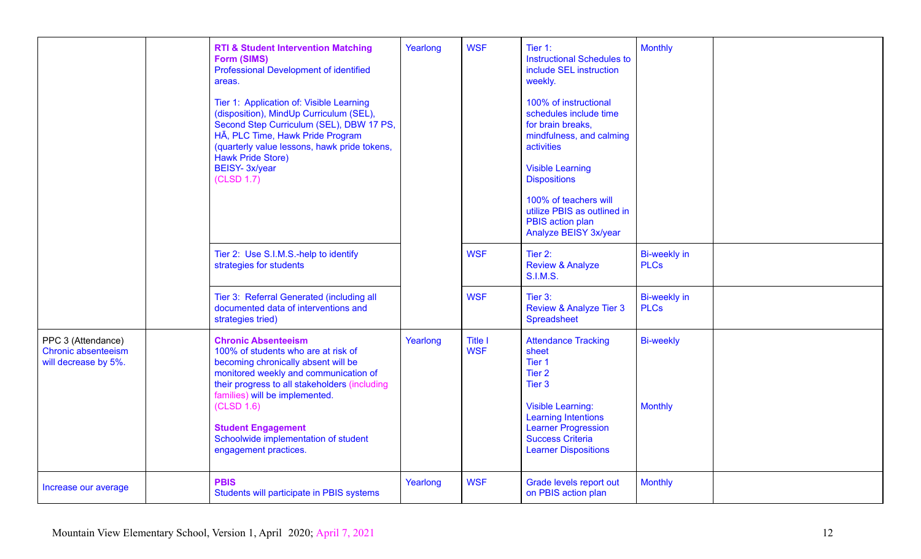| | | | | | | | |
|---|---|---|---|---|---|---|---|
| | | **RTI & Student Intervention Matching Form (SIMS)**<br>Professional Development of identified areas.<br><br>Tier 1: Application of: Visible Learning (disposition), MindUp Curriculum (SEL), Second Step Curriculum (SEL), DBW 17 PS, HÃ, PLC Time, Hawk Pride Program (quarterly value lessons, hawk pride tokens, Hawk Pride Store)<br>BEISY- 3x/year<br>(CLSD 1.7) | Yearlong | WSF | Tier 1:<br>Instructional Schedules to include SEL instruction weekly.<br><br>100% of instructional schedules include time for brain breaks, mindfulness, and calming activities<br><br>Visible Learning Dispositions<br><br>100% of teachers will utilize PBIS as outlined in PBIS action plan<br>Analyze BEISY 3x/year | Monthly | |
| | | Tier 2: Use S.I.M.S.-help to identify strategies for students | | WSF | Tier 2:<br>Review & Analyze S.I.M.S. | Bi-weekly in PLCs | |
| | | Tier 3: Referral Generated (including all documented data of interventions and strategies tried) | | WSF | Tier 3:<br>Review & Analyze Tier 3 Spreadsheet | Bi-weekly in PLCs | |
| PPC 3 (Attendance)<br>Chronic absenteeism will decrease by 5%. | | **Chronic Absenteeism**<br>100% of students who are at risk of becoming chronically absent will be monitored weekly and communication of their progress to all stakeholders (including families) will be implemented.<br>(CLSD 1.6)<br><br>**Student Engagement**<br>Schoolwide implementation of student engagement practices. | Yearlong | Title I<br>WSF | Attendance Tracking sheet<br>Tier 1<br>Tier 2<br>Tier 3<br><br>Visible Learning:<br>Learning Intentions<br>Learner Progression<br>Success Criteria<br>Learner Dispositions | Bi-weekly<br><br><br><br><br>Monthly | |
| Increase our average | | **PBIS**<br>Students will participate in PBIS systems | Yearlong | WSF | Grade levels report out on PBIS action plan | Monthly | |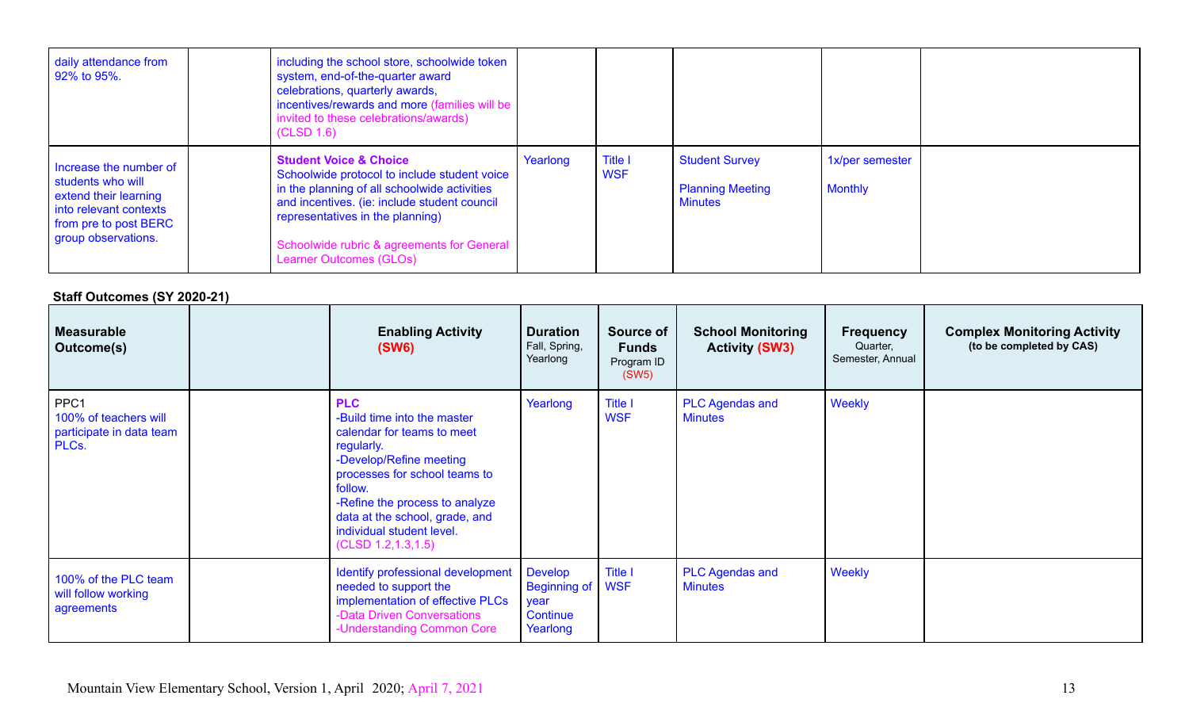| | | | | | | | |
|---|---|---|---|---|---|---|---|
| daily attendance from 92% to 95%. | | including the school store, schoolwide token system, end-of-the-quarter award celebrations, quarterly awards, incentives/rewards and more (families will be invited to these celebrations/awards) (CLSD 1.6) | | | | | |
| Increase the number of students who will extend their learning into relevant contexts from pre to post BERC group observations. | | **Student Voice & Choice**<br>Schoolwide protocol to include student voice in the planning of all schoolwide activities and incentives. (ie: include student council representatives in the planning)<br><br>Schoolwide rubric & agreements for General Learner Outcomes (GLOs) | Yearlong | Title I<br>WSF | Student Survey<br><br>Planning Meeting Minutes | 1x/per semester<br><br>Monthly | |

**Staff Outcomes (SY 2020-21)**

| **Measurable Outcome(s)** | | **Enabling Activity (SW6)** | **Duration** Fall, Spring, Yearlong | **Source of Funds** Program ID (SW5) | **School Monitoring Activity (SW3)** | **Frequency** Quarter, Semester, Annual | **Complex Monitoring Activity** (to be completed by CAS) |
|---|---|---|---|---|---|---|---|
| PPC1<br>100% of teachers will participate in data team PLCs. | | **PLC**<br>-Build time into the master calendar for teams to meet regularly.<br>-Develop/Refine meeting processes for school teams to follow.<br>-Refine the process to analyze data at the school, grade, and individual student level.<br>(CLSD 1.2,1.3,1.5) | Yearlong | Title I<br>WSF | PLC Agendas and Minutes | Weekly | |
| 100% of the PLC team will follow working agreements | | Identify professional development needed to support the implementation of effective PLCs<br>-Data Driven Conversations<br>-Understanding Common Core | Develop Beginning of year<br>Continue Yearlong | Title I<br>WSF | PLC Agendas and Minutes | Weekly | |

Mountain View Elementary School, Version 1, April 2020; April 7, 2021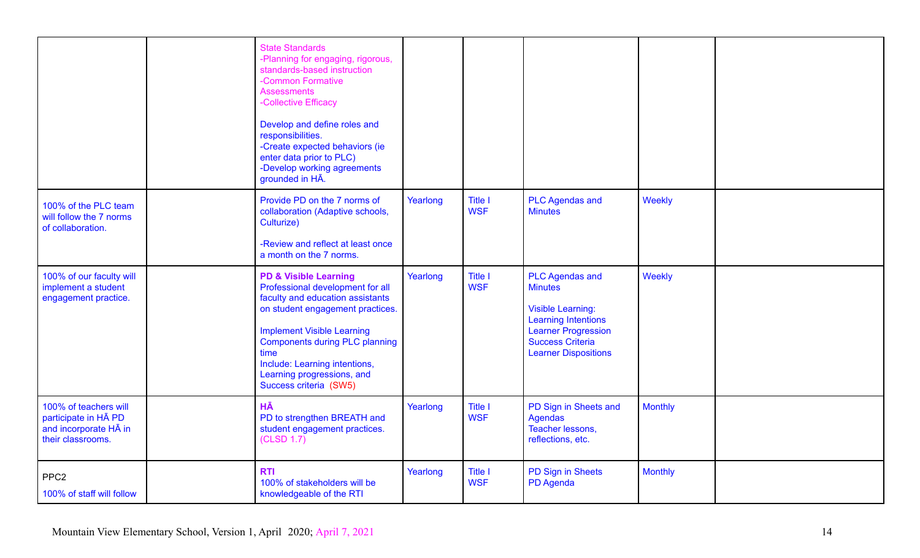| | | | | | | | |
|---|---|---|---|---|---|---|---|
| | | State Standards<br>-Planning for engaging, rigorous, standards-based instruction<br>-Common Formative Assessments<br>-Collective Efficacy<br><br>Develop and define roles and responsibilities.<br>-Create expected behaviors (ie enter data prior to PLC)<br>-Develop working agreements grounded in HĀ. | | | | | |
| 100% of the PLC team will follow the 7 norms of collaboration. | | Provide PD on the 7 norms of collaboration (Adaptive schools, Culturize)<br><br>-Review and reflect at least once a month on the 7 norms. | Yearlong | Title I<br>WSF | PLC Agendas and Minutes | Weekly | |
| 100% of our faculty will implement a student engagement practice. | | **PD & Visible Learning**<br>Professional development for all faculty and education assistants on student engagement practices.<br><br>Implement Visible Learning Components during PLC planning time<br>Include: Learning intentions, Learning progressions, and Success criteria (SW5) | Yearlong | Title I<br>WSF | PLC Agendas and Minutes<br><br>Visible Learning:<br>Learning Intentions<br>Learner Progression<br>Success Criteria<br>Learner Dispositions | Weekly | |
| 100% of teachers will participate in HĀ PD and incorporate HĀ in their classrooms. | | **HĀ**<br>PD to strengthen BREATH and student engagement practices.<br>(CLSD 1.7) | Yearlong | Title I<br>WSF | PD Sign in Sheets and Agendas<br>Teacher lessons, reflections, etc. | Monthly | |
| PPC2<br><br>100% of staff will follow | | **RTI**<br>100% of stakeholders will be knowledgeable of the RTI | Yearlong | Title I<br>WSF | PD Sign in Sheets<br>PD Agenda | Monthly | |

Mountain View Elementary School, Version 1, April 2020; April 7, 2021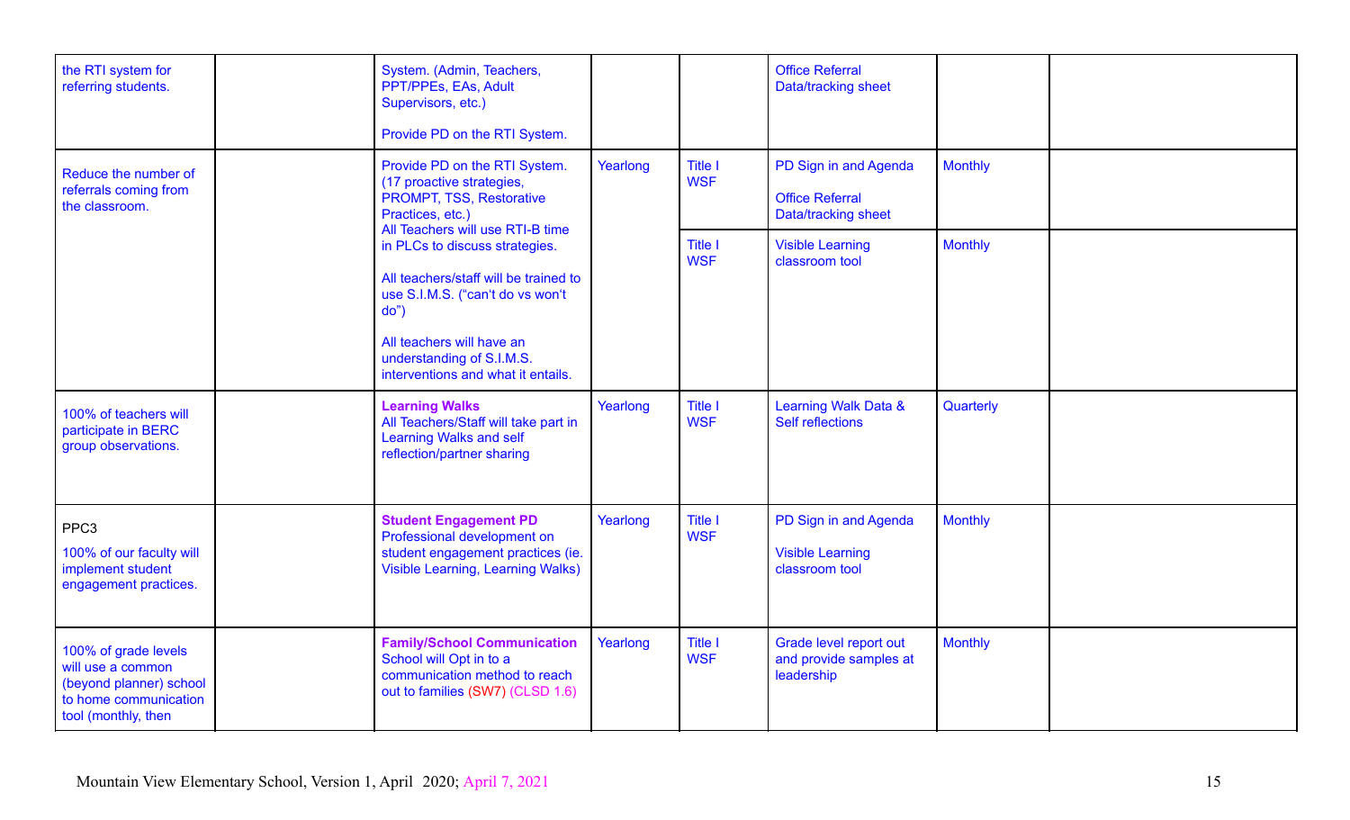| | | | | | | | |
|---|---|---|---|---|---|---|---|
| the RTI system for referring students. | | System. (Admin, Teachers, PPT/PPEs, EAs, Adult Supervisors, etc.)<br><br>Provide PD on the RTI System. | | | Office Referral Data/tracking sheet | | |
| Reduce the number of referrals coming from the classroom. | | Provide PD on the RTI System. (17 proactive strategies, PROMPT, TSS, Restorative Practices, etc.)<br>All Teachers will use RTI-B time in PLCs to discuss strategies.<br><br>All teachers/staff will be trained to use S.I.M.S. ("can't do vs won't do")<br><br>All teachers will have an understanding of S.I.M.S. interventions and what it entails. | Yearlong | Title I WSF | PD Sign in and Agenda<br><br>Office Referral Data/tracking sheet | Monthly | |
| | | | | Title I WSF | Visible Learning classroom tool | Monthly | |
| 100% of teachers will participate in BERC group observations. | | **Learning Walks**<br>All Teachers/Staff will take part in Learning Walks and self reflection/partner sharing | Yearlong | Title I WSF | Learning Walk Data & Self reflections | Quarterly | |
| PPC3<br>100% of our faculty will implement student engagement practices. | | **Student Engagement PD**<br>Professional development on student engagement practices (ie. Visible Learning, Learning Walks) | Yearlong | Title I WSF | PD Sign in and Agenda<br><br>Visible Learning classroom tool | Monthly | |
| 100% of grade levels will use a common (beyond planner) school to home communication tool (monthly, then | | **Family/School Communication**<br>School will Opt in to a communication method to reach out to families (SW7) (CLSD 1.6) | Yearlong | Title I WSF | Grade level report out and provide samples at leadership | Monthly | |

Mountain View Elementary School, Version 1, April 2020; April 7, 2021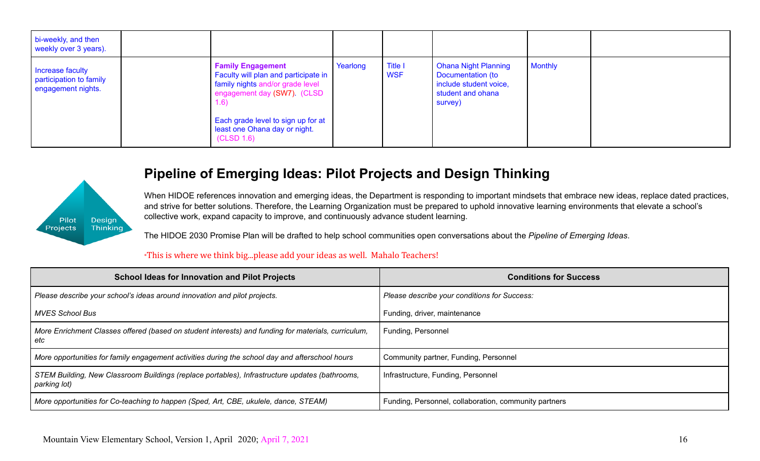| | | | | | | | |
|---|---|---|---|---|---|---|---|
| bi-weekly, and then weekly over 3 years). | | | | | | | |
| Increase faculty participation to family engagement nights. | | **Family Engagement** Faculty will plan and participate in family nights and/or grade level engagement day (SW7). (CLSD 1.6)<br><br>Each grade level to sign up for at least one Ohana day or night. (CLSD 1.6) | Yearlong | Title I WSF | Ohana Night Planning Documentation (to include student voice, student and ohana survey) | Monthly | |

Pilot Projects | Design Thinking

## Pipeline of Emerging Ideas: Pilot Projects and Design Thinking

When HIDOE references innovation and emerging ideas, the Department is responding to important mindsets that embrace new ideas, replace dated practices, and strive for better solutions. Therefore, the Learning Organization must be prepared to uphold innovative learning environments that elevate a school's collective work, expand capacity to improve, and continuously advance student learning.

The HIDOE 2030 Promise Plan will be drafted to help school communities open conversations about the *Pipeline of Emerging Ideas*.

*This is where we think big...please add your ideas as well. Mahalo Teachers!

| School Ideas for Innovation and Pilot Projects | Conditions for Success |
|---|---|
| *Please describe your school's ideas around innovation and pilot projects.*<br><br>*MVES School Bus* | *Please describe your conditions for Success:*<br><br>Funding, driver, maintenance |
| *More Enrichment Classes offered (based on student interests) and funding for materials, curriculum, etc* | Funding, Personnel |
| *More opportunities for family engagement activities during the school day and afterschool hours* | Community partner, Funding, Personnel |
| *STEM Building, New Classroom Buildings (replace portables), Infrastructure updates (bathrooms, parking lot)* | Infrastructure, Funding, Personnel |
| *More opportunities for Co-teaching to happen (Sped, Art, CBE, ukulele, dance, STEAM)* | Funding, Personnel, collaboration, community partners |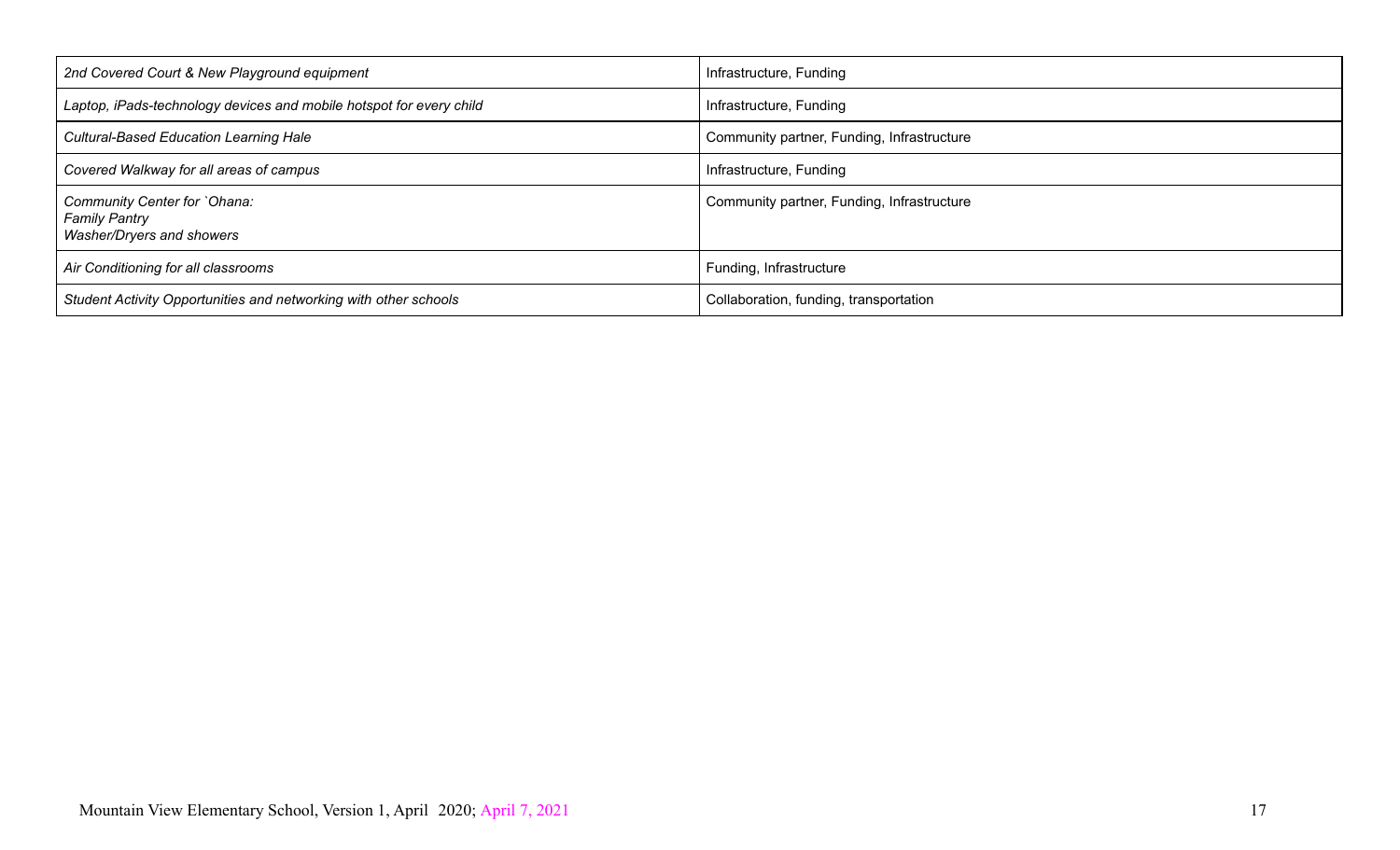| | |
|---|---|
| *2nd Covered Court & New Playground equipment* | Infrastructure, Funding |
| *Laptop, iPads-technology devices and mobile hotspot for every child* | Infrastructure, Funding |
| *Cultural-Based Education Learning Hale* | Community partner, Funding, Infrastructure |
| *Covered Walkway for all areas of campus* | Infrastructure, Funding |
| *Community Center for `Ohana:*<br>*Family Pantry*<br>*Washer/Dryers and showers* | Community partner, Funding, Infrastructure |
| *Air Conditioning for all classrooms* | Funding, Infrastructure |
| *Student Activity Opportunities and networking with other schools* | Collaboration, funding, transportation |